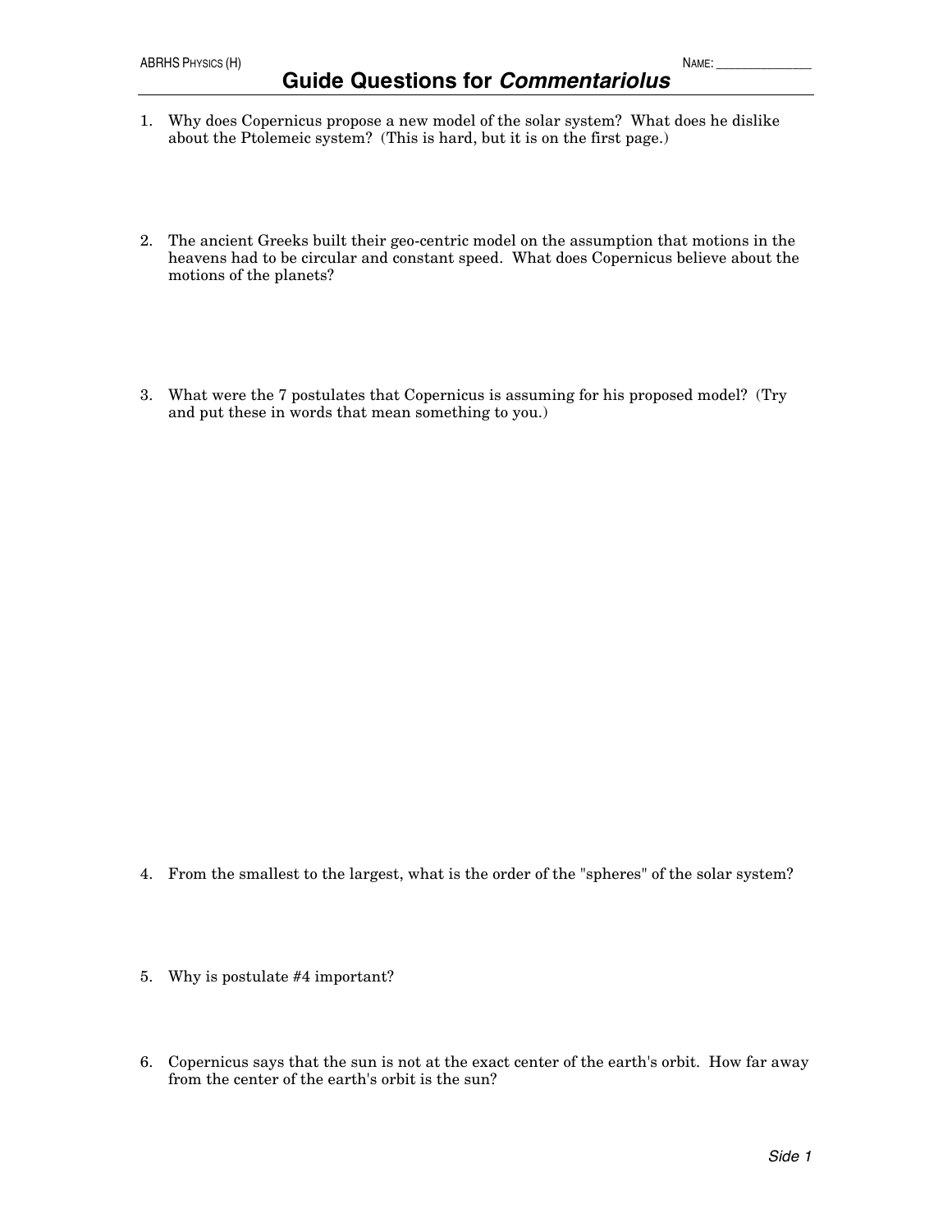ABRHS Physics (H) NAME: _______________

# Guide Questions for *Commentariolus*

1. Why does Copernicus propose a new model of the solar system? What does he dislike about the Ptolemeic system? (This is hard, but it is on the first page.)

2. The ancient Greeks built their geo-centric model on the assumption that motions in the heavens had to be circular and constant speed. What does Copernicus believe about the motions of the planets?

3. What were the 7 postulates that Copernicus is assuming for his proposed model? (Try and put these in words that mean something to you.)

4. From the smallest to the largest, what is the order of the "spheres" of the solar system?

5. Why is postulate #4 important?

6. Copernicus says that the sun is not at the exact center of the earth's orbit. How far away from the center of the earth's orbit is the sun?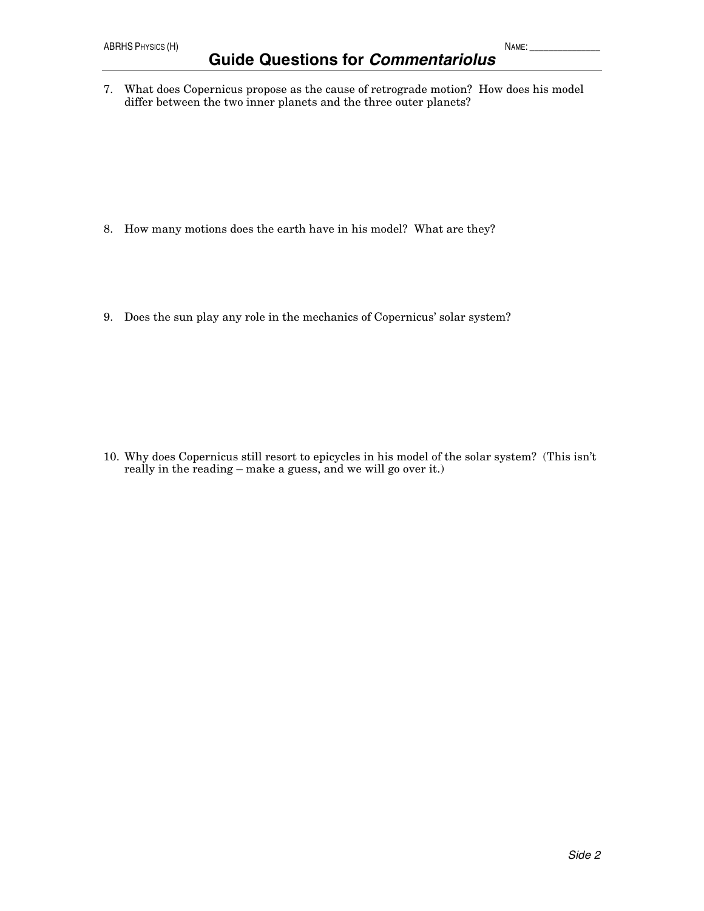# Guide Questions for *Commentariolus*

7. What does Copernicus propose as the cause of retrograde motion? How does his model differ between the two inner planets and the three outer planets?

8. How many motions does the earth have in his model? What are they?

9. Does the sun play any role in the mechanics of Copernicus' solar system?

10. Why does Copernicus still resort to epicycles in his model of the solar system? (This isn't really in the reading – make a guess, and we will go over it.)